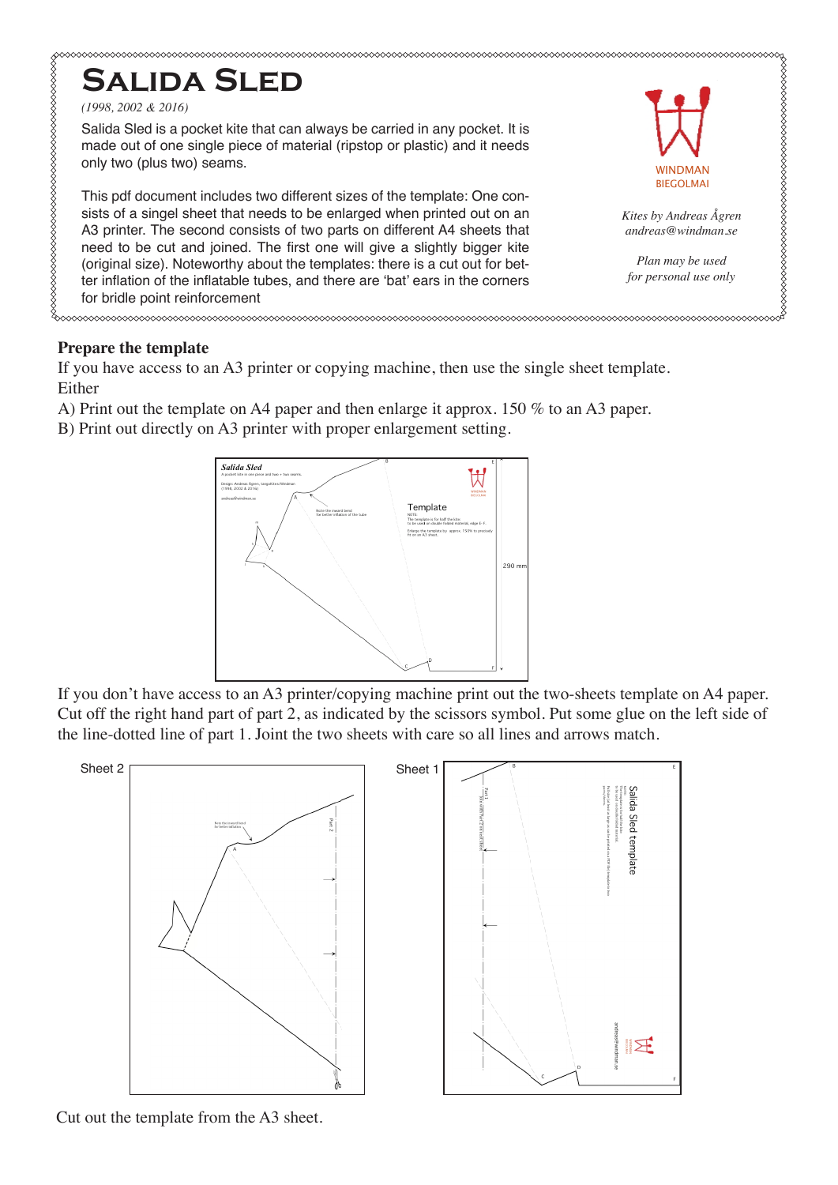# Salida Sled

*(1998, 2002 & 2016)*

Salida Sled is a pocket kite that can always be carried in any pocket. It is made out of one single piece of material (ripstop or plastic) and it needs only two (plus two) seams.

This pdf document includes two different sizes of the template: One consists of a singel sheet that needs to be enlarged when printed out on an A3 printer. The second consists of two parts on different A4 sheets that need to be cut and joined. The first one will give a slightly bigger kite (original size). Noteworthy about the templates: there is a cut out for better inflation of the inflatable tubes, and there are 'bat' ears in the corners for bridle point reinforcement

WINDMAN
BIEGOLMAI

*Kites by Andreas Ågren*
*andreas@windman.se*

*Plan may be used*
*for personal use only*

## Prepare the template

If you have access to an A3 printer or copying machine, then use the single sheet template. Either

A) Print out the template on A4 paper and then enlarge it approx. 150 % to an A3 paper.

B) Print out directly on A3 printer with proper enlargement setting.

If you don't have access to an A3 printer/copying machine print out the two-sheets template on A4 paper. Cut off the right hand part of part 2, as indicated by the scissors symbol. Put some glue on the left side of the line-dotted line of part 1. Joint the two sheets with care so all lines and arrows match.

Sheet 2

Sheet 1

Cut out the template from the A3 sheet.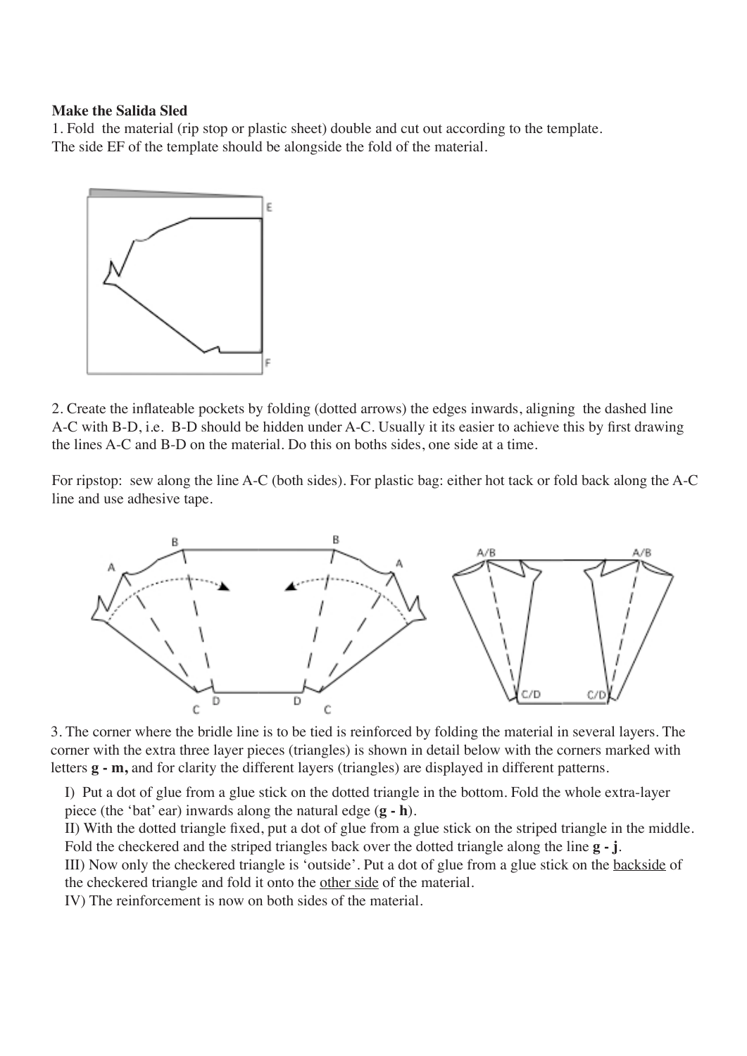**Make the Salida Sled**

1. Fold  the material (rip stop or plastic sheet) double and cut out according to the template. The side EF of the template should be alongside the fold of the material.

2. Create the inflateable pockets by folding (dotted arrows) the edges inwards, aligning  the dashed line A-C with B-D, i.e.  B-D should be hidden under A-C. Usually it its easier to achieve this by first drawing the lines A-C and B-D on the material. Do this on boths sides, one side at a time.

For ripstop:  sew along the line A-C (both sides). For plastic bag: either hot tack or fold back along the A-C line and use adhesive tape.

3. The corner where the bridle line is to be tied is reinforced by folding the material in several layers. The corner with the extra three layer pieces (triangles) is shown in detail below with the corners marked with letters **g - m,** and for clarity the different layers (triangles) are displayed in different patterns.

I)  Put a dot of glue from a glue stick on the dotted triangle in the bottom. Fold the whole extra-layer piece (the 'bat' ear) inwards along the natural edge (**g - h**).

II) With the dotted triangle fixed, put a dot of glue from a glue stick on the striped triangle in the middle. Fold the checkered and the striped triangles back over the dotted triangle along the line **g - j**.

III) Now only the checkered triangle is 'outside'. Put a dot of glue from a glue stick on the <u>backside</u> of the checkered triangle and fold it onto the <u>other side</u> of the material.

IV) The reinforcement is now on both sides of the material.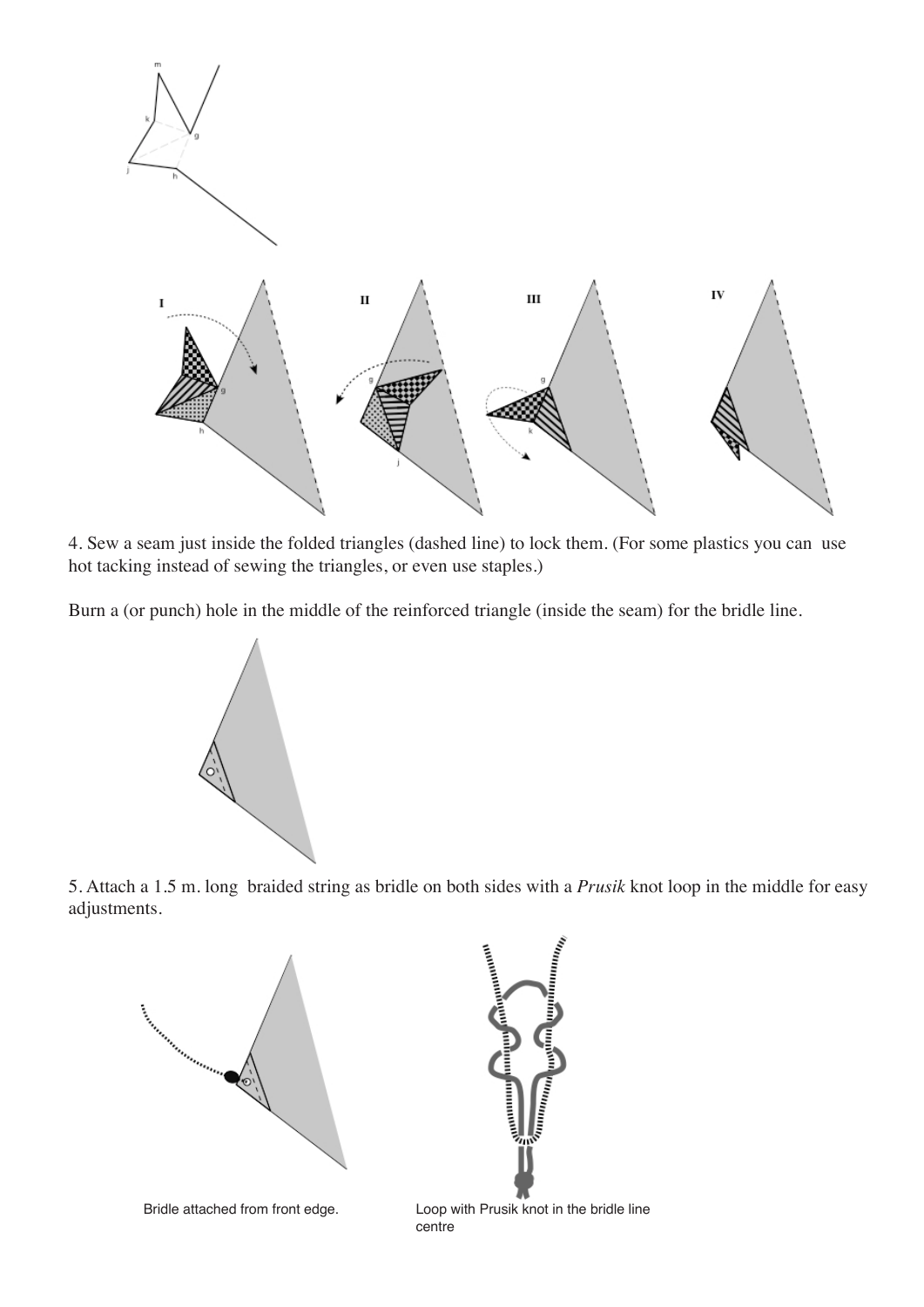4. Sew a seam just inside the folded triangles (dashed line) to lock them. (For some plastics you can use hot tacking instead of sewing the triangles, or even use staples.)

Burn a (or punch) hole in the middle of the reinforced triangle (inside the seam) for the bridle line.

5. Attach a 1.5 m. long braided string as bridle on both sides with a *Prusik* knot loop in the middle for easy adjustments.

Bridle attached from front edge.

Loop with Prusik knot in the bridle line centre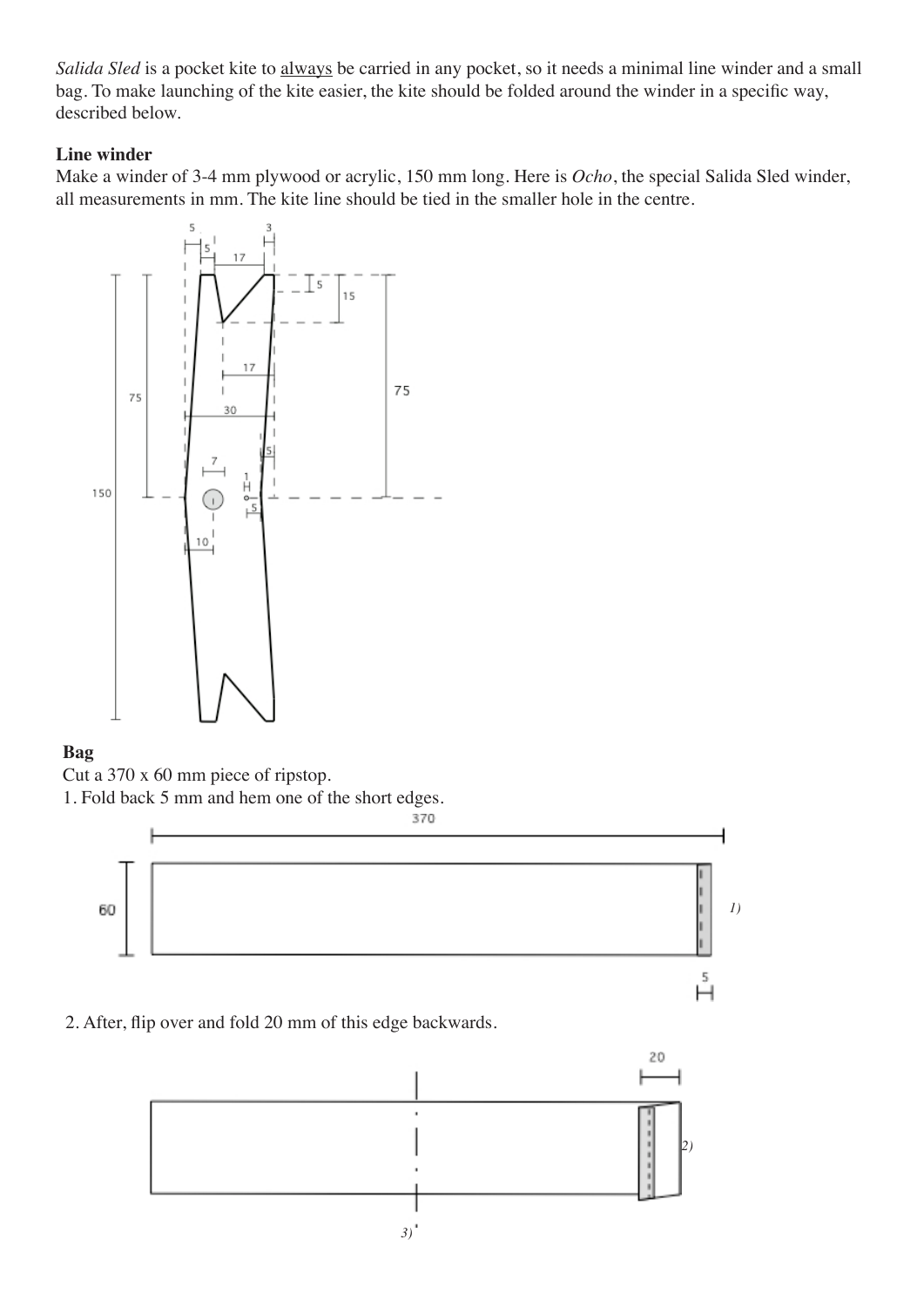*Salida Sled* is a pocket kite to always be carried in any pocket, so it needs a minimal line winder and a small bag. To make launching of the kite easier, the kite should be folded around the winder in a specific way, described below.

**Line winder**

Make a winder of 3-4 mm plywood or acrylic, 150 mm long. Here is *Ocho*, the special Salida Sled winder, all measurements in mm. The kite line should be tied in the smaller hole in the centre.

**Bag**

Cut a 370 x 60 mm piece of ripstop.

1. Fold back 5 mm and hem one of the short edges.

2. After, flip over and fold 20 mm of this edge backwards.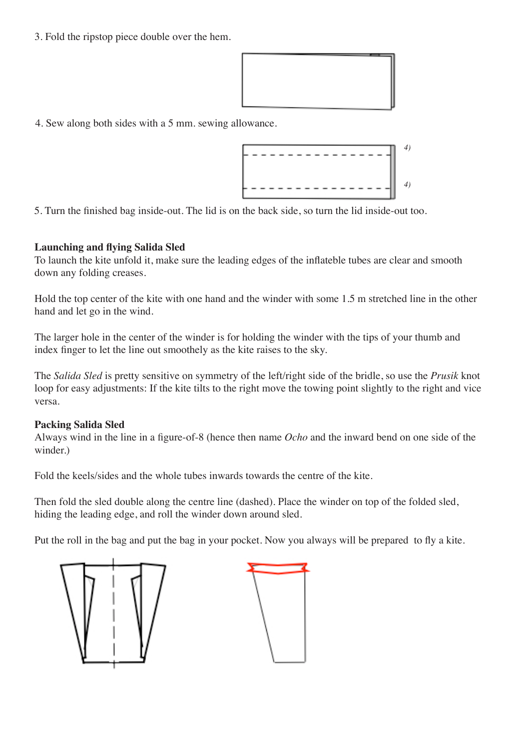3. Fold the ripstop piece double over the hem.

4. Sew along both sides with a 5 mm. sewing allowance.

5. Turn the finished bag inside-out. The lid is on the back side, so turn the lid inside-out too.

**Launching and flying Salida Sled**

To launch the kite unfold it, make sure the leading edges of the inflateble tubes are clear and smooth down any folding creases.

Hold the top center of the kite with one hand and the winder with some 1.5 m stretched line in the other hand and let go in the wind.

The larger hole in the center of the winder is for holding the winder with the tips of your thumb and index finger to let the line out smoothely as the kite raises to the sky.

The *Salida Sled* is pretty sensitive on symmetry of the left/right side of the bridle, so use the *Prusik* knot loop for easy adjustments: If the kite tilts to the right move the towing point slightly to the right and vice versa.

**Packing Salida Sled**

Always wind in the line in a figure-of-8 (hence then name *Ocho* and the inward bend on one side of the winder.)

Fold the keels/sides and the whole tubes inwards towards the centre of the kite.

Then fold the sled double along the centre line (dashed). Place the winder on top of the folded sled, hiding the leading edge, and roll the winder down around sled.

Put the roll in the bag and put the bag in your pocket. Now you always will be prepared to fly a kite.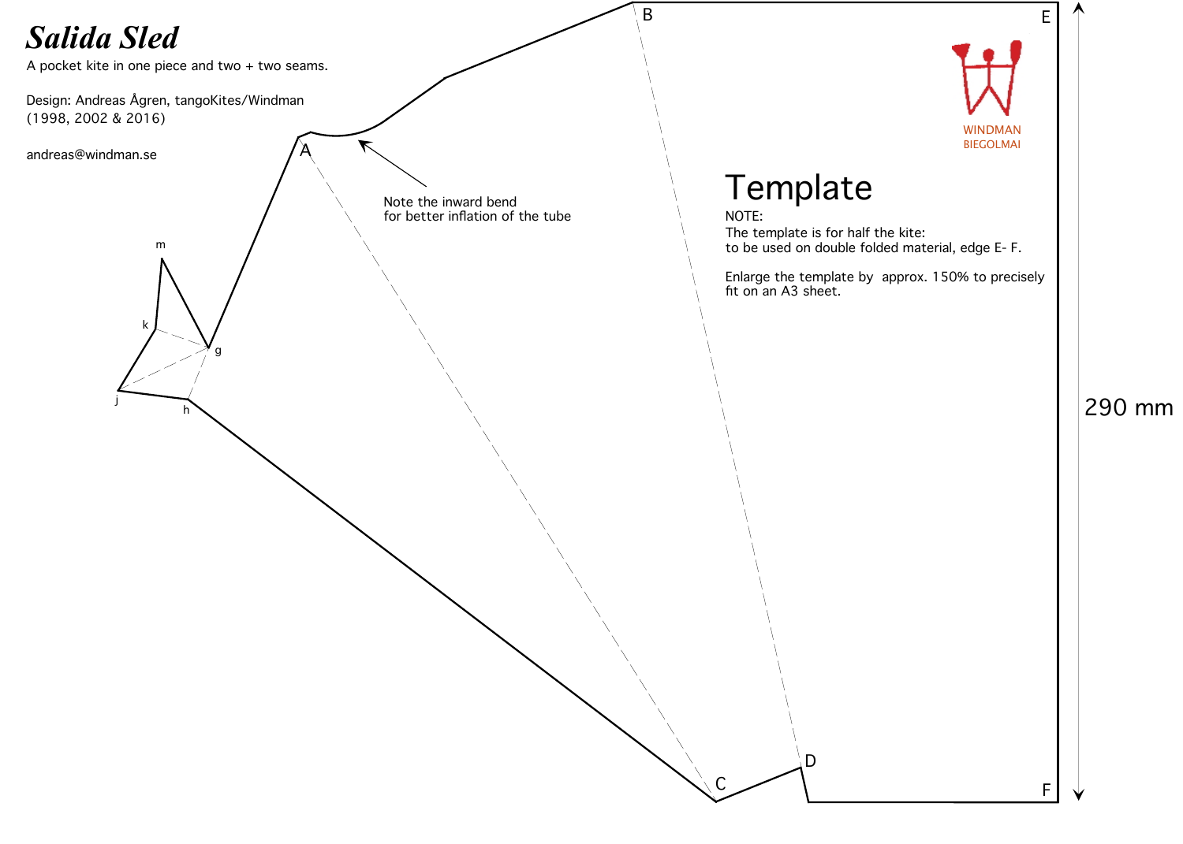# *Salida Sled*

A pocket kite in one piece and two + two seams.

Design: Andreas Ågren, tangoKites/Windman
(1998, 2002 & 2016)

andreas@windman.se

Note the inward bend
for better inflation of the tube

## Template

NOTE:
The template is for half the kite:
to be used on double folded material, edge E- F.

Enlarge the template by approx. 150% to precisely fit on an A3 sheet.

WINDMAN
BIEGOLMAI

290 mm

A B C D E F g h j k m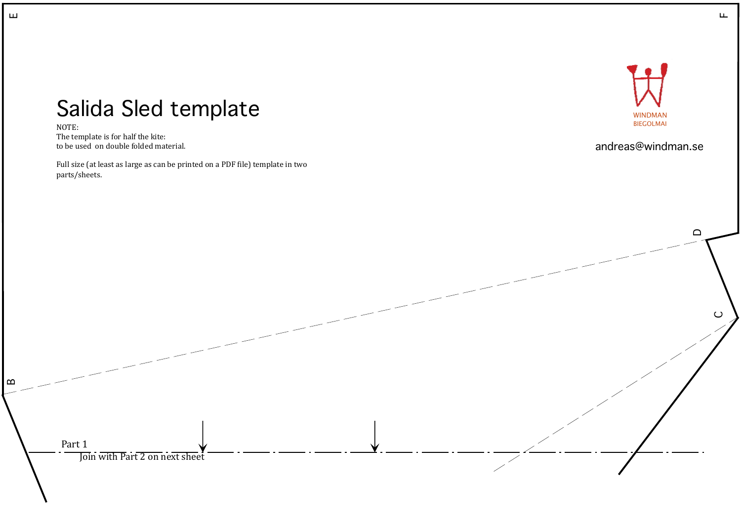# Salida Sled template

NOTE:
The template is for half the kite:
to be used on double folded material.

Full size (at least as large as can be printed on a PDF file) template in two parts/sheets.

WINDMAN
BIEGOLMAI

andreas@windman.se

E

F

D

C

B

Part 1
Join with Part 2 on next sheet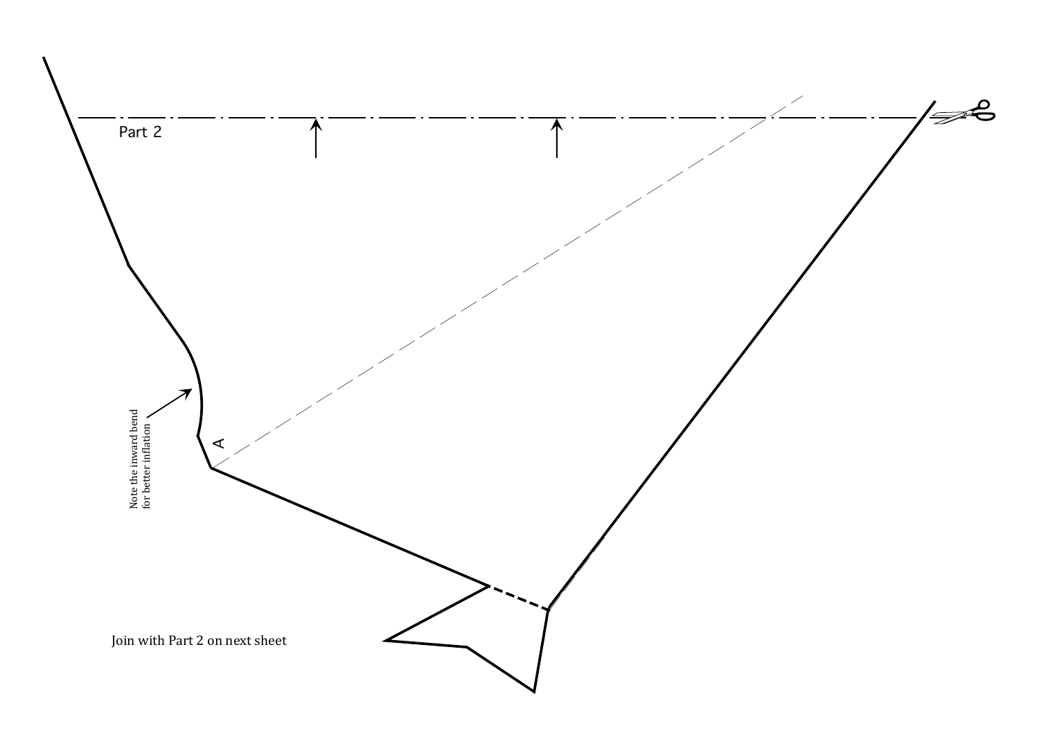Part 2

A

Note the inward bend
for better inflation

Join with Part 2 on next sheet